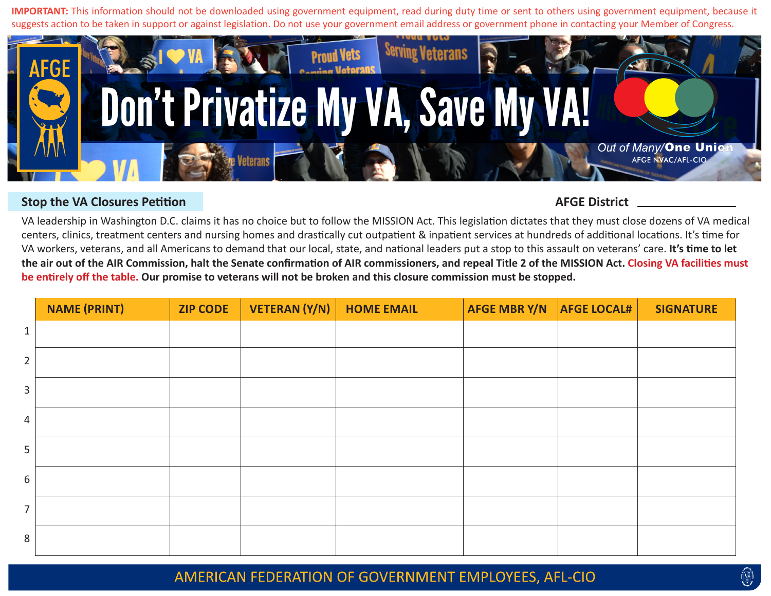**IMPORTANT:** This information should not be downloaded using government equipment, read during duty time or sent to others using government equipment, because it suggests action to be taken in support or against legislation. Do not use your government email address or government phone in contacting your Member of Congress.

AFGE

# Don't Privatize My VA, Save My VA!

*Out of Many/***One Union**

AFGE NVAC/AFL-CIO

## Stop the VA Closures Petition

**AFGE District** ________________

VA leadership in Washington D.C. claims it has no choice but to follow the MISSION Act. This legislation dictates that they must close dozens of VA medical centers, clinics, treatment centers and nursing homes and drastically cut outpatient & inpatient services at hundreds of additional locations. It's time for VA workers, veterans, and all Americans to demand that our local, state, and national leaders put a stop to this assault on veterans' care. **It's time to let the air out of the AIR Commission, halt the Senate confirmation of AIR commissioners, and repeal Title 2 of the MISSION Act. Closing VA facilities must be entirely off the table. Our promise to veterans will not be broken and this closure commission must be stopped.**

| | NAME (PRINT) | ZIP CODE | VETERAN (Y/N) | HOME EMAIL | AFGE MBR Y/N | AFGE LOCAL# | SIGNATURE |
|---|---|---|---|---|---|---|---|
| 1 | | | | | | | |
| 2 | | | | | | | |
| 3 | | | | | | | |
| 4 | | | | | | | |
| 5 | | | | | | | |
| 6 | | | | | | | |
| 7 | | | | | | | |
| 8 | | | | | | | |

AMERICAN FEDERATION OF GOVERNMENT EMPLOYEES, AFL-CIO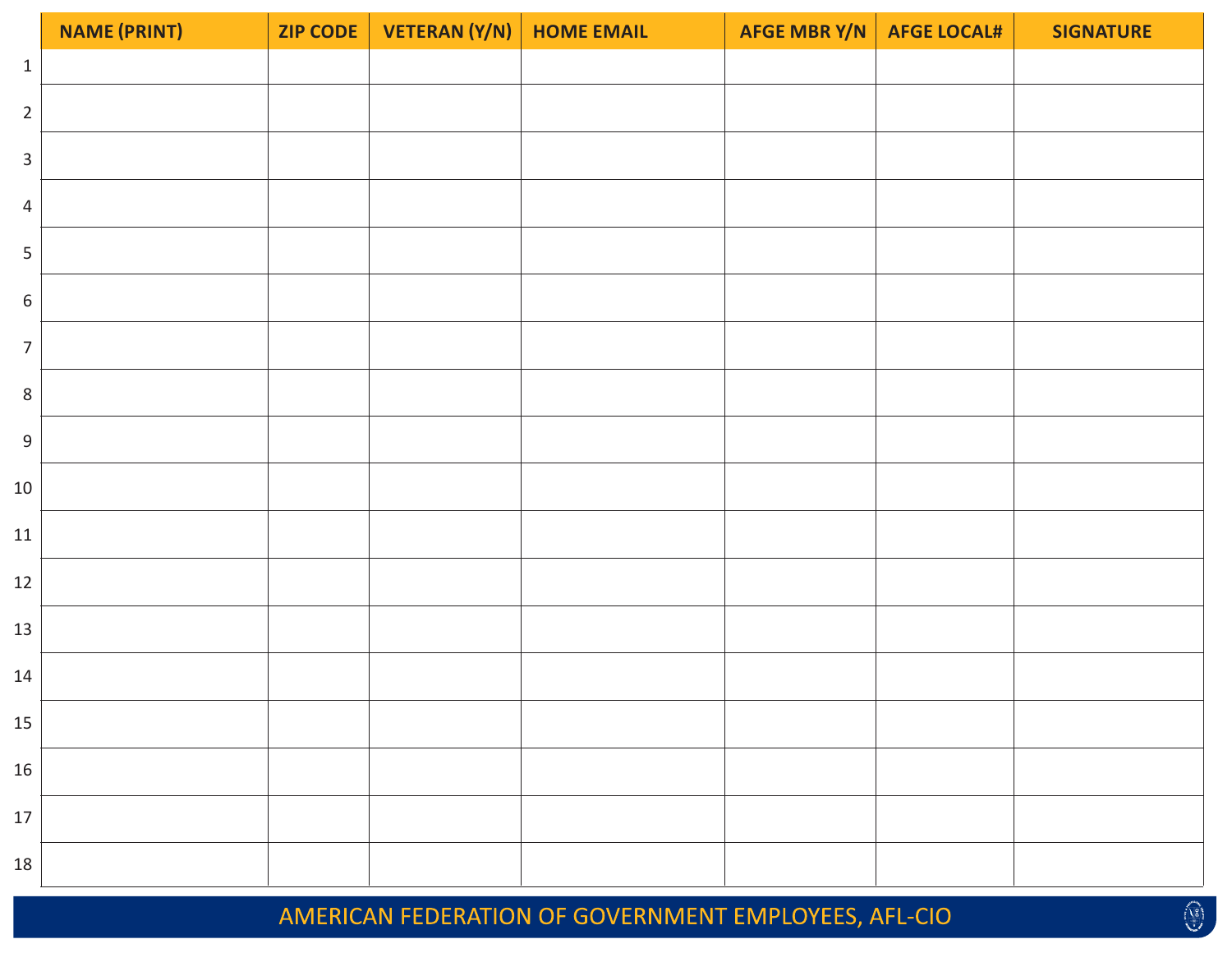| | NAME (PRINT) | ZIP CODE | VETERAN (Y/N) | HOME EMAIL | AFGE MBR Y/N | AFGE LOCAL# | SIGNATURE |
|---|---|---|---|---|---|---|---|
| 1 | | | | | | | |
| 2 | | | | | | | |
| 3 | | | | | | | |
| 4 | | | | | | | |
| 5 | | | | | | | |
| 6 | | | | | | | |
| 7 | | | | | | | |
| 8 | | | | | | | |
| 9 | | | | | | | |
| 10 | | | | | | | |
| 11 | | | | | | | |
| 12 | | | | | | | |
| 13 | | | | | | | |
| 14 | | | | | | | |
| 15 | | | | | | | |
| 16 | | | | | | | |
| 17 | | | | | | | |
| 18 | | | | | | | |

AMERICAN FEDERATION OF GOVERNMENT EMPLOYEES, AFL-CIO